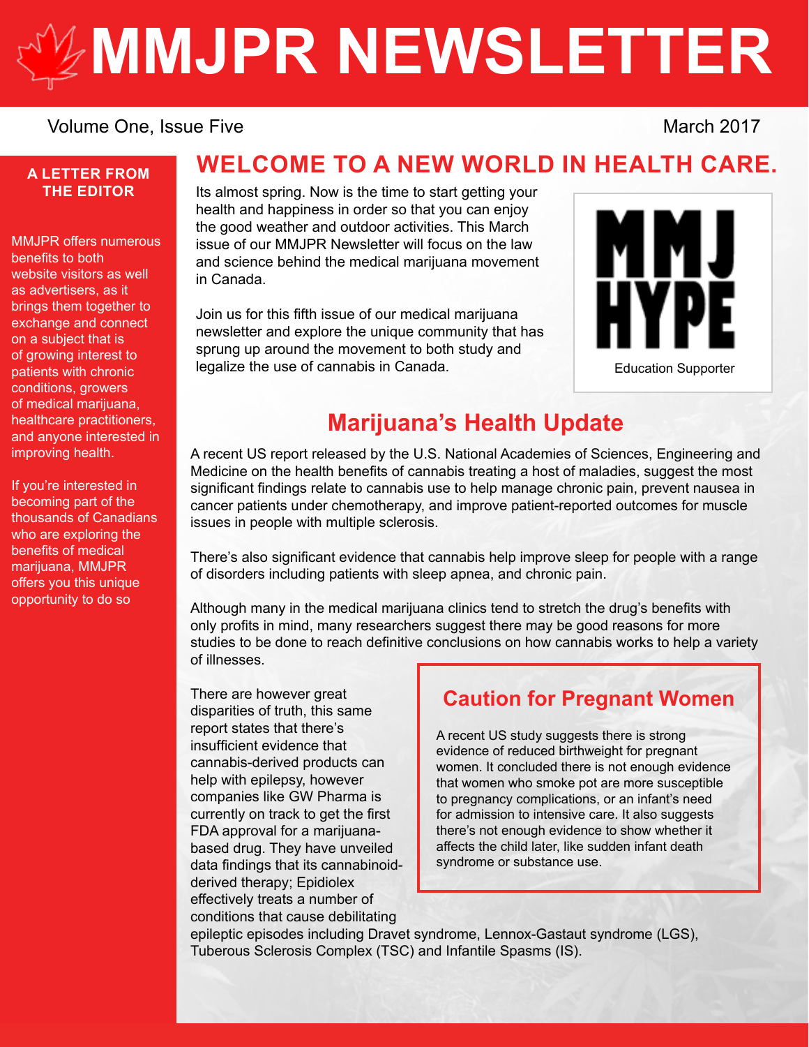# MMJPR NEWSLETTER

Volume One, Issue Five

March 2017

## A LETTER FROM THE EDITOR

MMJPR offers numerous benefits to both website visitors as well as advertisers, as it brings them together to exchange and connect on a subject that is of growing interest to patients with chronic conditions, growers of medical marijuana, healthcare practitioners, and anyone interested in improving health.

If you're interested in becoming part of the thousands of Canadians who are exploring the benefits of medical marijuana, MMJPR offers you this unique opportunity to do so

## WELCOME TO A NEW WORLD IN HEALTH CARE.

Its almost spring. Now is the time to start getting your health and happiness in order so that you can enjoy the good weather and outdoor activities. This March issue of our MMJPR Newsletter will focus on the law and science behind the medical marijuana movement in Canada.

Join us for this fifth issue of our medical marijuana newsletter and explore the unique community that has sprung up around the movement to both study and legalize the use of cannabis in Canada.

MMJ HYPE

Education Supporter

## Marijuana's Health Update

A recent US report released by the U.S. National Academies of Sciences, Engineering and Medicine on the health benefits of cannabis treating a host of maladies, suggest the most significant findings relate to cannabis use to help manage chronic pain, prevent nausea in cancer patients under chemotherapy, and improve patient-reported outcomes for muscle issues in people with multiple sclerosis.

There's also significant evidence that cannabis help improve sleep for people with a range of disorders including patients with sleep apnea, and chronic pain.

Although many in the medical marijuana clinics tend to stretch the drug's benefits with only profits in mind, many researchers suggest there may be good reasons for more studies to be done to reach definitive conclusions on how cannabis works to help a variety of illnesses.

There are however great disparities of truth, this same report states that there's insufficient evidence that cannabis-derived products can help with epilepsy, however companies like GW Pharma is currently on track to get the first FDA approval for a marijuana-based drug. They have unveiled data findings that its cannabinoid-derived therapy; Epidiolex effectively treats a number of conditions that cause debilitating epileptic episodes including Dravet syndrome, Lennox-Gastaut syndrome (LGS), Tuberous Sclerosis Complex (TSC) and Infantile Spasms (IS).

### Caution for Pregnant Women

A recent US study suggests there is strong evidence of reduced birthweight for pregnant women. It concluded there is not enough evidence that women who smoke pot are more susceptible to pregnancy complications, or an infant's need for admission to intensive care. It also suggests there's not enough evidence to show whether it affects the child later, like sudden infant death syndrome or substance use.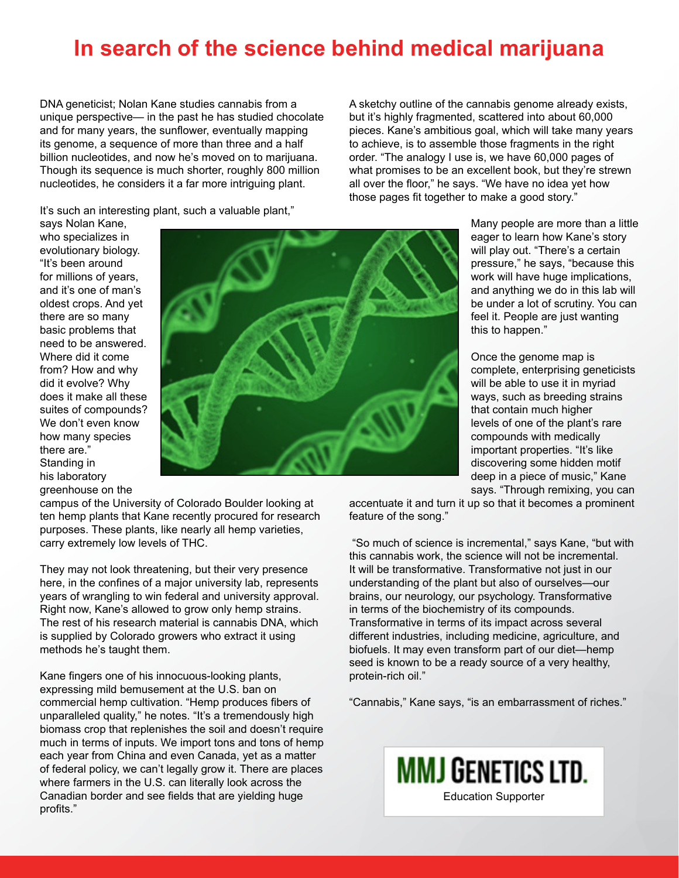# In search of the science behind medical marijuana

DNA geneticist; Nolan Kane studies cannabis from a unique perspective— in the past he has studied chocolate and for many years, the sunflower, eventually mapping its genome, a sequence of more than three and a half billion nucleotides, and now he's moved on to marijuana. Though its sequence is much shorter, roughly 800 million nucleotides, he considers it a far more intriguing plant.

It's such an interesting plant, such a valuable plant," says Nolan Kane, who specializes in evolutionary biology. "It's been around for millions of years, and it's one of man's oldest crops. And yet there are so many basic problems that need to be answered. Where did it come from? How and why did it evolve? Why does it make all these suites of compounds? We don't even know how many species there are." Standing in his laboratory greenhouse on the campus of the University of Colorado Boulder looking at ten hemp plants that Kane recently procured for research purposes. These plants, like nearly all hemp varieties, carry extremely low levels of THC.

They may not look threatening, but their very presence here, in the confines of a major university lab, represents years of wrangling to win federal and university approval. Right now, Kane's allowed to grow only hemp strains. The rest of his research material is cannabis DNA, which is supplied by Colorado growers who extract it using methods he's taught them.

Kane fingers one of his innocuous-looking plants, expressing mild bemusement at the U.S. ban on commercial hemp cultivation. "Hemp produces fibers of unparalleled quality," he notes. "It's a tremendously high biomass crop that replenishes the soil and doesn't require much in terms of inputs. We import tons and tons of hemp each year from China and even Canada, yet as a matter of federal policy, we can't legally grow it. There are places where farmers in the U.S. can literally look across the Canadian border and see fields that are yielding huge profits."

A sketchy outline of the cannabis genome already exists, but it's highly fragmented, scattered into about 60,000 pieces. Kane's ambitious goal, which will take many years to achieve, is to assemble those fragments in the right order. "The analogy I use is, we have 60,000 pages of what promises to be an excellent book, but they're strewn all over the floor," he says. "We have no idea yet how those pages fit together to make a good story."

Many people are more than a little eager to learn how Kane's story will play out. "There's a certain pressure," he says, "because this work will have huge implications, and anything we do in this lab will be under a lot of scrutiny. You can feel it. People are just wanting this to happen."

Once the genome map is complete, enterprising geneticists will be able to use it in myriad ways, such as breeding strains that contain much higher levels of one of the plant's rare compounds with medically important properties. "It's like discovering some hidden motif deep in a piece of music," Kane says. "Through remixing, you can accentuate it and turn it up so that it becomes a prominent feature of the song."

"So much of science is incremental," says Kane, "but with this cannabis work, the science will not be incremental. It will be transformative. Transformative not just in our understanding of the plant but also of ourselves—our brains, our neurology, our psychology. Transformative in terms of the biochemistry of its compounds. Transformative in terms of its impact across several different industries, including medicine, agriculture, and biofuels. It may even transform part of our diet—hemp seed is known to be a ready source of a very healthy, protein-rich oil."

"Cannabis," Kane says, "is an embarrassment of riches."

**MMJ Genetics Ltd.**

Education Supporter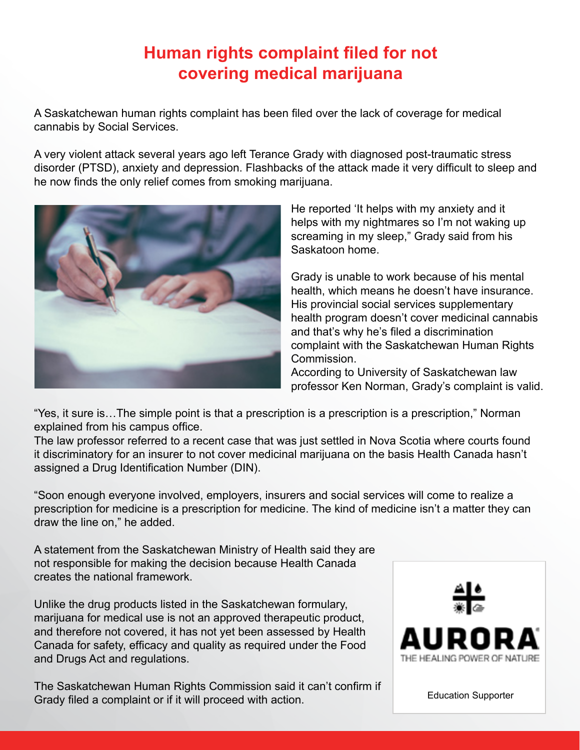# Human rights complaint filed for not covering medical marijuana

A Saskatchewan human rights complaint has been filed over the lack of coverage for medical cannabis by Social Services.

A very violent attack several years ago left Terance Grady with diagnosed post-traumatic stress disorder (PTSD), anxiety and depression. Flashbacks of the attack made it very difficult to sleep and he now finds the only relief comes from smoking marijuana.

He reported 'It helps with my anxiety and it helps with my nightmares so I'm not waking up screaming in my sleep," Grady said from his Saskatoon home.

Grady is unable to work because of his mental health, which means he doesn't have insurance. His provincial social services supplementary health program doesn't cover medicinal cannabis and that's why he's filed a discrimination complaint with the Saskatchewan Human Rights Commission.

According to University of Saskatchewan law professor Ken Norman, Grady's complaint is valid.

"Yes, it sure is…The simple point is that a prescription is a prescription is a prescription," Norman explained from his campus office.

The law professor referred to a recent case that was just settled in Nova Scotia where courts found it discriminatory for an insurer to not cover medicinal marijuana on the basis Health Canada hasn't assigned a Drug Identification Number (DIN).

"Soon enough everyone involved, employers, insurers and social services will come to realize a prescription for medicine is a prescription for medicine. The kind of medicine isn't a matter they can draw the line on," he added.

A statement from the Saskatchewan Ministry of Health said they are not responsible for making the decision because Health Canada creates the national framework.

Unlike the drug products listed in the Saskatchewan formulary, marijuana for medical use is not an approved therapeutic product, and therefore not covered, it has not yet been assessed by Health Canada for safety, efficacy and quality as required under the Food and Drugs Act and regulations.

The Saskatchewan Human Rights Commission said it can't confirm if Grady filed a complaint or if it will proceed with action.

AURORA®
THE HEALING POWER OF NATURE

Education Supporter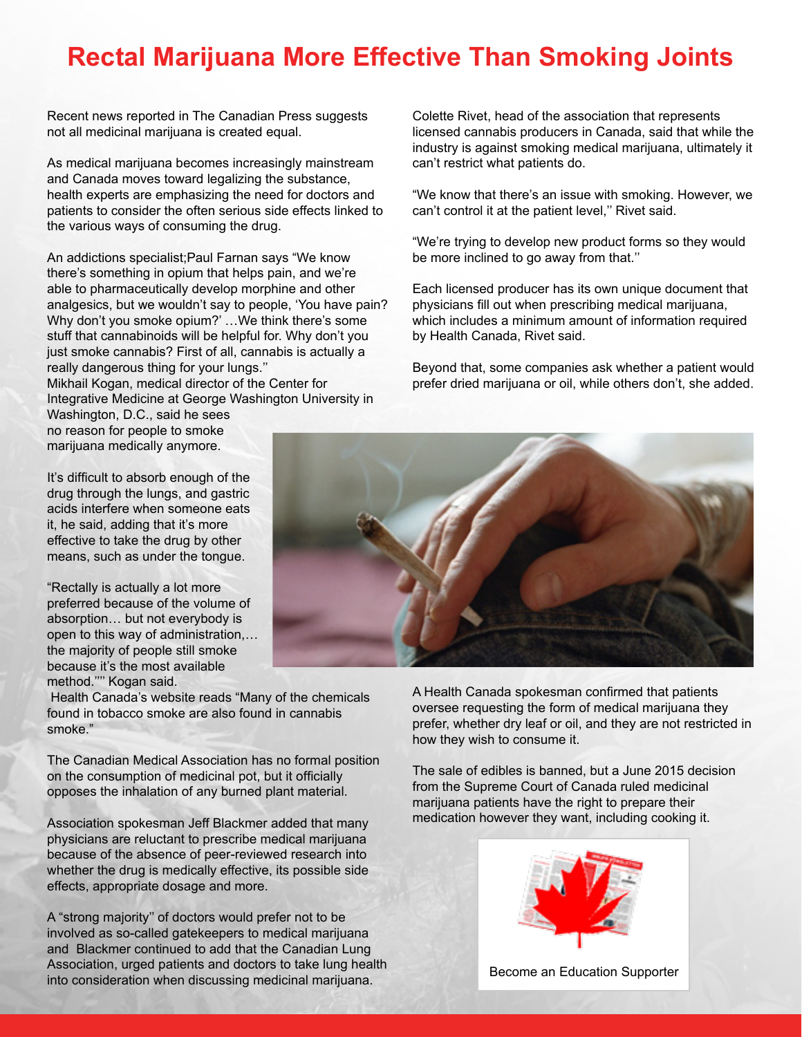# Rectal Marijuana More Effective Than Smoking Joints

Recent news reported in The Canadian Press suggests not all medicinal marijuana is created equal.

As medical marijuana becomes increasingly mainstream and Canada moves toward legalizing the substance, health experts are emphasizing the need for doctors and patients to consider the often serious side effects linked to the various ways of consuming the drug.

An addictions specialist;Paul Farnan says "We know there's something in opium that helps pain, and we're able to pharmaceutically develop morphine and other analgesics, but we wouldn't say to people, 'You have pain? Why don't you smoke opium?' …We think there's some stuff that cannabinoids will be helpful for. Why don't you just smoke cannabis? First of all, cannabis is actually a really dangerous thing for your lungs.''
Mikhail Kogan, medical director of the Center for Integrative Medicine at George Washington University in Washington, D.C., said he sees no reason for people to smoke marijuana medically anymore.

It's difficult to absorb enough of the drug through the lungs, and gastric acids interfere when someone eats it, he said, adding that it's more effective to take the drug by other means, such as under the tongue.

"Rectally is actually a lot more preferred because of the volume of absorption… but not everybody is open to this way of administration,… the majority of people still smoke because it's the most available method."'' Kogan said.

Health Canada's website reads "Many of the chemicals found in tobacco smoke are also found in cannabis smoke."

The Canadian Medical Association has no formal position on the consumption of medicinal pot, but it officially opposes the inhalation of any burned plant material.

Association spokesman Jeff Blackmer added that many physicians are reluctant to prescribe medical marijuana because of the absence of peer-reviewed research into whether the drug is medically effective, its possible side effects, appropriate dosage and more.

A "strong majority'' of doctors would prefer not to be involved as so-called gatekeepers to medical marijuana and Blackmer continued to add that the Canadian Lung Association, urged patients and doctors to take lung health into consideration when discussing medicinal marijuana.

Colette Rivet, head of the association that represents licensed cannabis producers in Canada, said that while the industry is against smoking medical marijuana, ultimately it can't restrict what patients do.

"We know that there's an issue with smoking. However, we can't control it at the patient level,'' Rivet said.

"We're trying to develop new product forms so they would be more inclined to go away from that.''

Each licensed producer has its own unique document that physicians fill out when prescribing medical marijuana, which includes a minimum amount of information required by Health Canada, Rivet said.

Beyond that, some companies ask whether a patient would prefer dried marijuana or oil, while others don't, she added.

A Health Canada spokesman confirmed that patients oversee requesting the form of medical marijuana they prefer, whether dry leaf or oil, and they are not restricted in how they wish to consume it.

The sale of edibles is banned, but a June 2015 decision from the Supreme Court of Canada ruled medicinal marijuana patients have the right to prepare their medication however they want, including cooking it.

Become an Education Supporter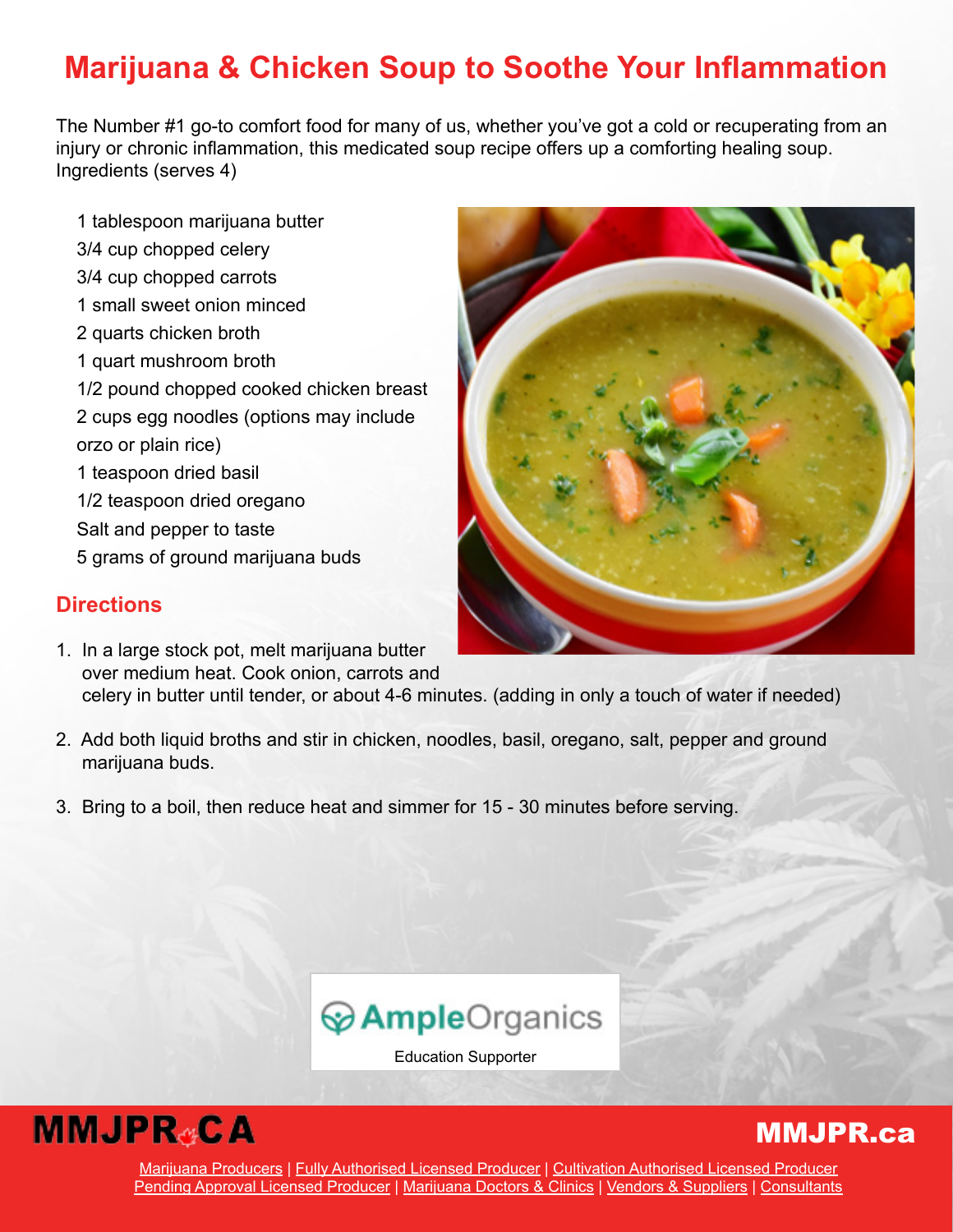# Marijuana & Chicken Soup to Soothe Your Inflammation

The Number #1 go-to comfort food for many of us, whether you've got a cold or recuperating from an injury or chronic inflammation, this medicated soup recipe offers up a comforting healing soup.
Ingredients (serves 4)

- 1 tablespoon marijuana butter
- 3/4 cup chopped celery
- 3/4 cup chopped carrots
- 1 small sweet onion minced
- 2 quarts chicken broth
- 1 quart mushroom broth
- 1/2 pound chopped cooked chicken breast
- 2 cups egg noodles (options may include orzo or plain rice)
- 1 teaspoon dried basil
- 1/2 teaspoon dried oregano
- Salt and pepper to taste
- 5 grams of ground marijuana buds

## Directions

1. In a large stock pot, melt marijuana butter over medium heat. Cook onion, carrots and celery in butter until tender, or about 4-6 minutes. (adding in only a touch of water if needed)
2. Add both liquid broths and stir in chicken, noodles, basil, oregano, salt, pepper and ground marijuana buds.
3. Bring to a boil, then reduce heat and simmer for 15 - 30 minutes before serving.

AmpleOrganics
Education Supporter

MMJPR.CA

MMJPR.ca

Marijuana Producers | Fully Authorised Licensed Producer | Cultivation Authorised Licensed Producer
Pending Approval Licensed Producer | Marijuana Doctors & Clinics | Vendors & Suppliers | Consultants